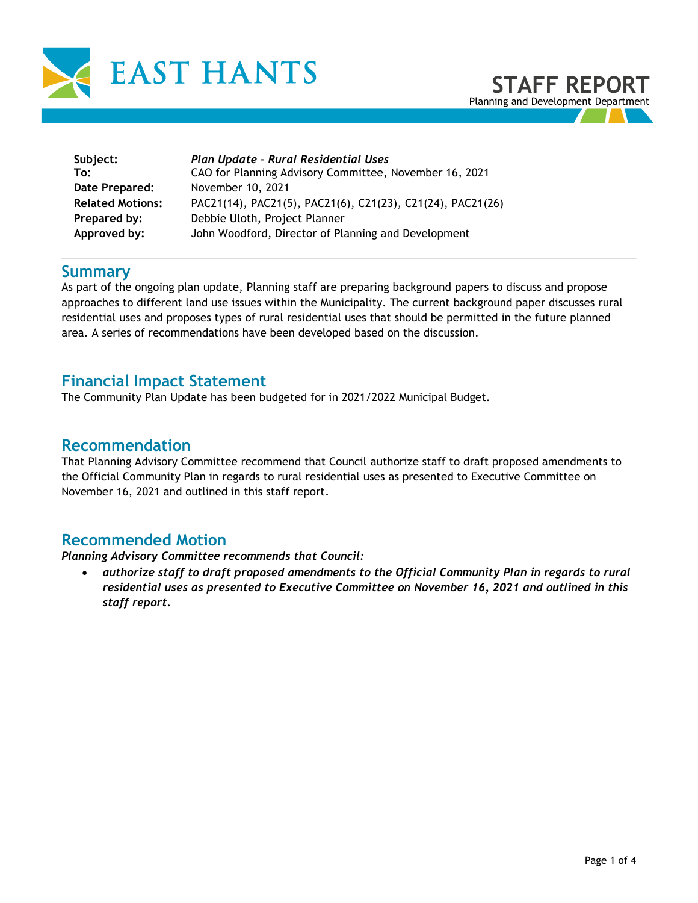EAST HANTS

# STAFF REPORT

Planning and Development Department

| | |
|---|---|
| **Subject:** | ***Plan Update – Rural Residential Uses*** |
| **To:** | CAO for Planning Advisory Committee, November 16, 2021 |
| **Date Prepared:** | November 10, 2021 |
| **Related Motions:** | PAC21(14), PAC21(5), PAC21(6), C21(23), C21(24), PAC21(26) |
| **Prepared by:** | Debbie Uloth, Project Planner |
| **Approved by:** | John Woodford, Director of Planning and Development |

## Summary

As part of the ongoing plan update, Planning staff are preparing background papers to discuss and propose approaches to different land use issues within the Municipality. The current background paper discusses rural residential uses and proposes types of rural residential uses that should be permitted in the future planned area. A series of recommendations have been developed based on the discussion.

## Financial Impact Statement

The Community Plan Update has been budgeted for in 2021/2022 Municipal Budget.

## Recommendation

That Planning Advisory Committee recommend that Council authorize staff to draft proposed amendments to the Official Community Plan in regards to rural residential uses as presented to Executive Committee on November 16, 2021 and outlined in this staff report.

## Recommended Motion

***Planning Advisory Committee recommends that Council:***

- ***authorize staff to draft proposed amendments to the Official Community Plan in regards to rural residential uses as presented to Executive Committee on November 16, 2021 and outlined in this staff report.***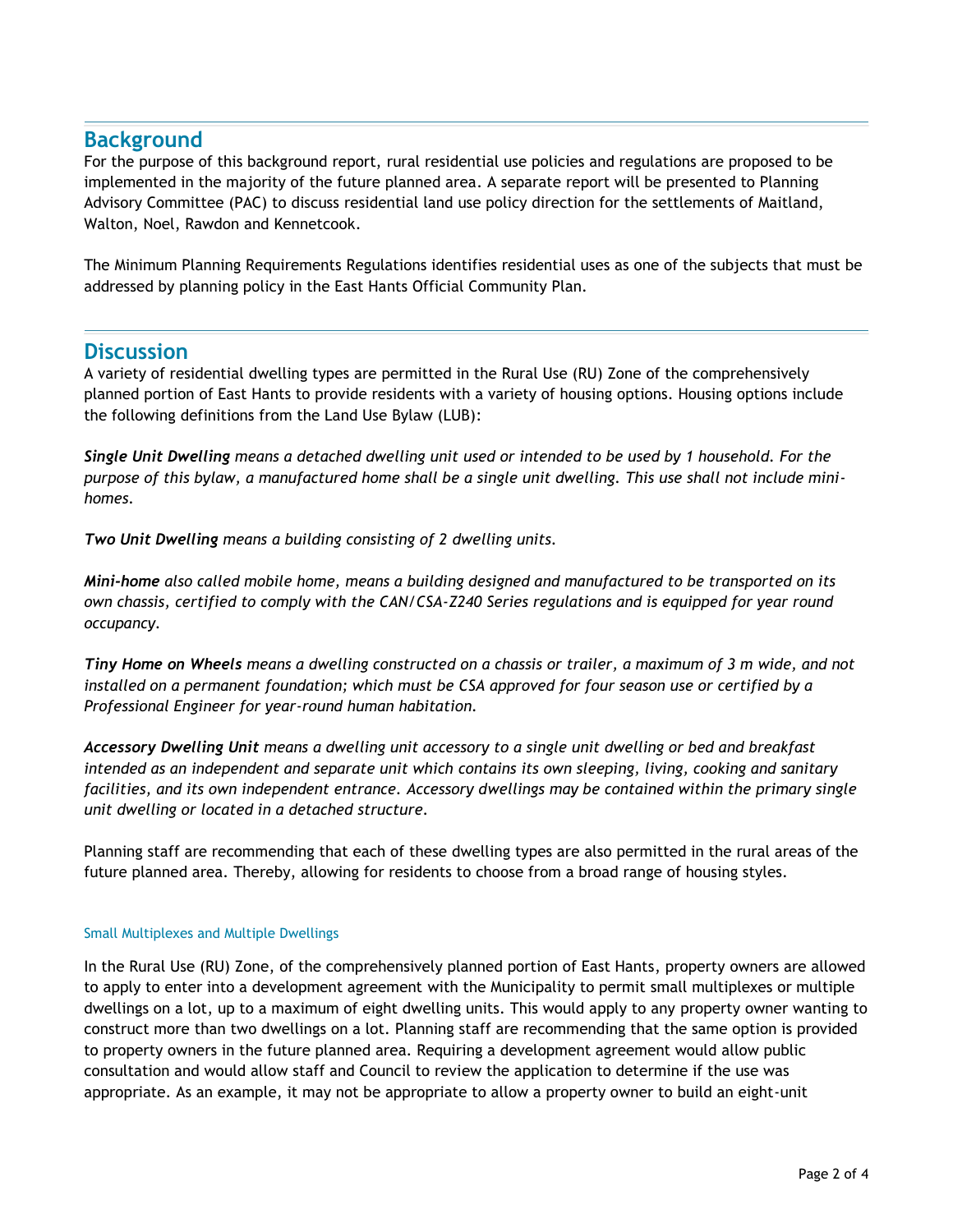## Background

For the purpose of this background report, rural residential use policies and regulations are proposed to be implemented in the majority of the future planned area. A separate report will be presented to Planning Advisory Committee (PAC) to discuss residential land use policy direction for the settlements of Maitland, Walton, Noel, Rawdon and Kennetcook.

The Minimum Planning Requirements Regulations identifies residential uses as one of the subjects that must be addressed by planning policy in the East Hants Official Community Plan.

## Discussion

A variety of residential dwelling types are permitted in the Rural Use (RU) Zone of the comprehensively planned portion of East Hants to provide residents with a variety of housing options. Housing options include the following definitions from the Land Use Bylaw (LUB):

***Single Unit Dwelling*** *means a detached dwelling unit used or intended to be used by 1 household. For the purpose of this bylaw, a manufactured home shall be a single unit dwelling. This use shall not include mini-homes.*

***Two Unit Dwelling*** *means a building consisting of 2 dwelling units.*

***Mini-home*** *also called mobile home, means a building designed and manufactured to be transported on its own chassis, certified to comply with the CAN/CSA-Z240 Series regulations and is equipped for year round occupancy.*

***Tiny Home on Wheels*** *means a dwelling constructed on a chassis or trailer, a maximum of 3 m wide, and not installed on a permanent foundation; which must be CSA approved for four season use or certified by a Professional Engineer for year-round human habitation.*

***Accessory Dwelling Unit*** *means a dwelling unit accessory to a single unit dwelling or bed and breakfast intended as an independent and separate unit which contains its own sleeping, living, cooking and sanitary facilities, and its own independent entrance. Accessory dwellings may be contained within the primary single unit dwelling or located in a detached structure.*

Planning staff are recommending that each of these dwelling types are also permitted in the rural areas of the future planned area. Thereby, allowing for residents to choose from a broad range of housing styles.

### Small Multiplexes and Multiple Dwellings

In the Rural Use (RU) Zone, of the comprehensively planned portion of East Hants, property owners are allowed to apply to enter into a development agreement with the Municipality to permit small multiplexes or multiple dwellings on a lot, up to a maximum of eight dwelling units. This would apply to any property owner wanting to construct more than two dwellings on a lot. Planning staff are recommending that the same option is provided to property owners in the future planned area. Requiring a development agreement would allow public consultation and would allow staff and Council to review the application to determine if the use was appropriate. As an example, it may not be appropriate to allow a property owner to build an eight-unit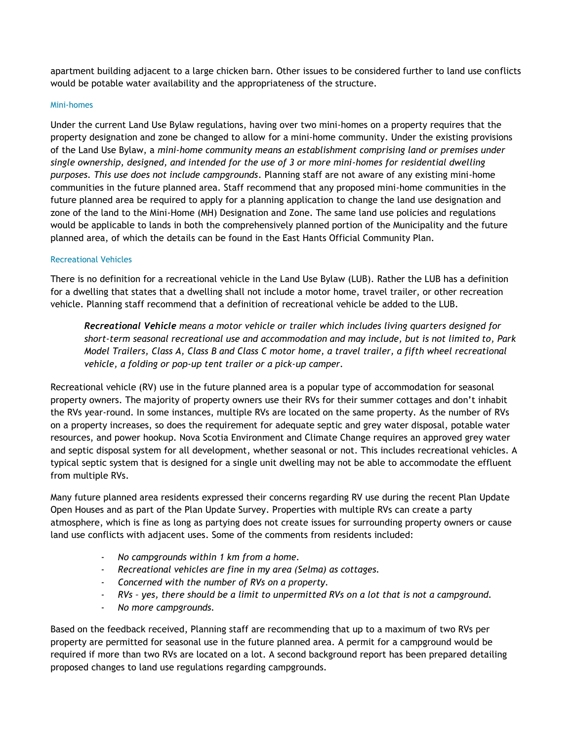apartment building adjacent to a large chicken barn. Other issues to be considered further to land use conflicts would be potable water availability and the appropriateness of the structure.

### Mini-homes

Under the current Land Use Bylaw regulations, having over two mini-homes on a property requires that the property designation and zone be changed to allow for a mini-home community. Under the existing provisions of the Land Use Bylaw, a *mini-home community means an establishment comprising land or premises under single ownership, designed, and intended for the use of 3 or more mini-homes for residential dwelling purposes. This use does not include campgrounds*. Planning staff are not aware of any existing mini-home communities in the future planned area. Staff recommend that any proposed mini-home communities in the future planned area be required to apply for a planning application to change the land use designation and zone of the land to the Mini-Home (MH) Designation and Zone. The same land use policies and regulations would be applicable to lands in both the comprehensively planned portion of the Municipality and the future planned area, of which the details can be found in the East Hants Official Community Plan.

### Recreational Vehicles

There is no definition for a recreational vehicle in the Land Use Bylaw (LUB). Rather the LUB has a definition for a dwelling that states that a dwelling shall not include a motor home, travel trailer, or other recreation vehicle. Planning staff recommend that a definition of recreational vehicle be added to the LUB.

> ***Recreational Vehicle*** *means a motor vehicle or trailer which includes living quarters designed for short-term seasonal recreational use and accommodation and may include, but is not limited to, Park Model Trailers, Class A, Class B and Class C motor home, a travel trailer, a fifth wheel recreational vehicle, a folding or pop-up tent trailer or a pick-up camper.*

Recreational vehicle (RV) use in the future planned area is a popular type of accommodation for seasonal property owners. The majority of property owners use their RVs for their summer cottages and don't inhabit the RVs year-round. In some instances, multiple RVs are located on the same property. As the number of RVs on a property increases, so does the requirement for adequate septic and grey water disposal, potable water resources, and power hookup. Nova Scotia Environment and Climate Change requires an approved grey water and septic disposal system for all development, whether seasonal or not. This includes recreational vehicles. A typical septic system that is designed for a single unit dwelling may not be able to accommodate the effluent from multiple RVs.

Many future planned area residents expressed their concerns regarding RV use during the recent Plan Update Open Houses and as part of the Plan Update Survey. Properties with multiple RVs can create a party atmosphere, which is fine as long as partying does not create issues for surrounding property owners or cause land use conflicts with adjacent uses. Some of the comments from residents included:

- *No campgrounds within 1 km from a home.*
- *Recreational vehicles are fine in my area (Selma) as cottages.*
- *Concerned with the number of RVs on a property.*
- *RVs – yes, there should be a limit to unpermitted RVs on a lot that is not a campground.*
- *No more campgrounds.*

Based on the feedback received, Planning staff are recommending that up to a maximum of two RVs per property are permitted for seasonal use in the future planned area. A permit for a campground would be required if more than two RVs are located on a lot. A second background report has been prepared detailing proposed changes to land use regulations regarding campgrounds.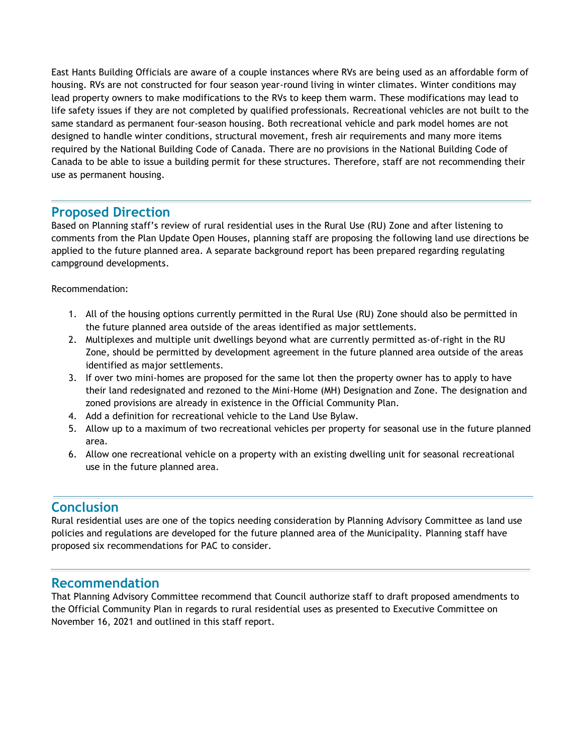East Hants Building Officials are aware of a couple instances where RVs are being used as an affordable form of housing. RVs are not constructed for four season year-round living in winter climates. Winter conditions may lead property owners to make modifications to the RVs to keep them warm. These modifications may lead to life safety issues if they are not completed by qualified professionals. Recreational vehicles are not built to the same standard as permanent four-season housing. Both recreational vehicle and park model homes are not designed to handle winter conditions, structural movement, fresh air requirements and many more items required by the National Building Code of Canada. There are no provisions in the National Building Code of Canada to be able to issue a building permit for these structures. Therefore, staff are not recommending their use as permanent housing.

## Proposed Direction

Based on Planning staff's review of rural residential uses in the Rural Use (RU) Zone and after listening to comments from the Plan Update Open Houses, planning staff are proposing the following land use directions be applied to the future planned area. A separate background report has been prepared regarding regulating campground developments.

Recommendation:

1. All of the housing options currently permitted in the Rural Use (RU) Zone should also be permitted in the future planned area outside of the areas identified as major settlements.
2. Multiplexes and multiple unit dwellings beyond what are currently permitted as-of-right in the RU Zone, should be permitted by development agreement in the future planned area outside of the areas identified as major settlements.
3. If over two mini-homes are proposed for the same lot then the property owner has to apply to have their land redesignated and rezoned to the Mini-Home (MH) Designation and Zone. The designation and zoned provisions are already in existence in the Official Community Plan.
4. Add a definition for recreational vehicle to the Land Use Bylaw.
5. Allow up to a maximum of two recreational vehicles per property for seasonal use in the future planned area.
6. Allow one recreational vehicle on a property with an existing dwelling unit for seasonal recreational use in the future planned area.

## Conclusion

Rural residential uses are one of the topics needing consideration by Planning Advisory Committee as land use policies and regulations are developed for the future planned area of the Municipality. Planning staff have proposed six recommendations for PAC to consider.

## Recommendation

That Planning Advisory Committee recommend that Council authorize staff to draft proposed amendments to the Official Community Plan in regards to rural residential uses as presented to Executive Committee on November 16, 2021 and outlined in this staff report.